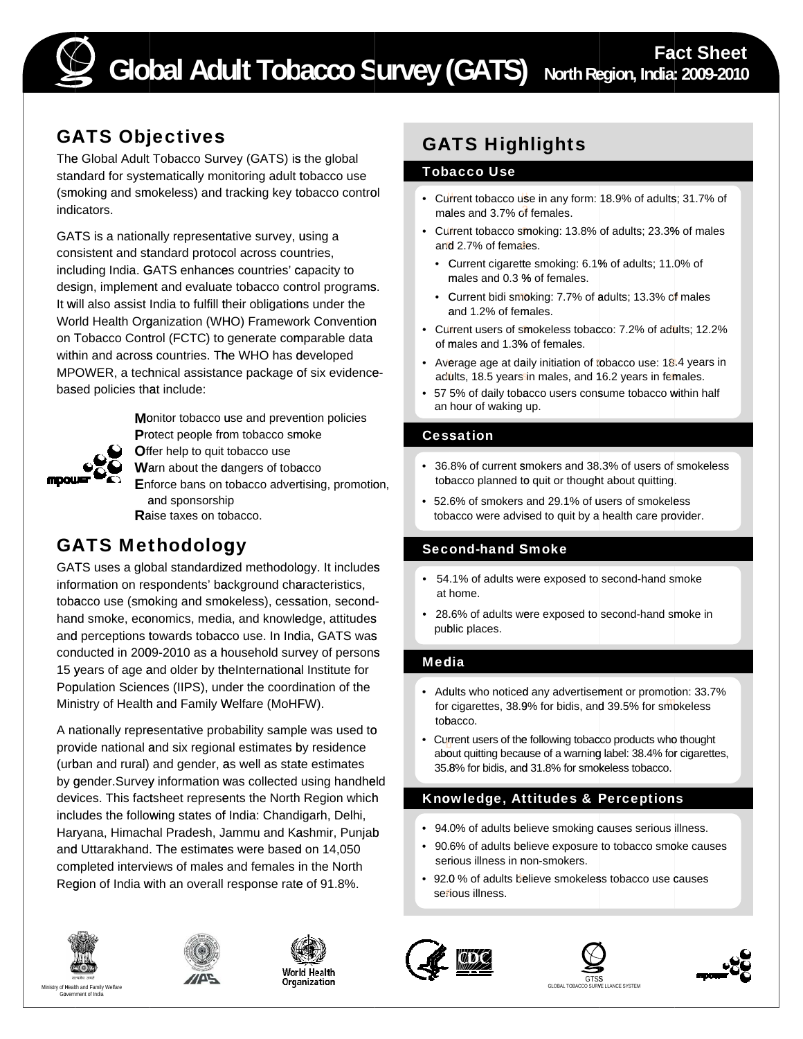# Global Adult Tobacco Survey (GATS)

**Fact Sheet**
**North Region, India: 2009-2010**

## GATS Objectives

The Global Adult Tobacco Survey (GATS) is the global standard for systematically monitoring adult tobacco use (smoking and smokeless) and tracking key tobacco control indicators.

GATS is a nationally representative survey, using a consistent and standard protocol across countries, including India. GATS enhances countries' capacity to design, implement and evaluate tobacco control programs. It will also assist India to fulfill their obligations under the World Health Organization (WHO) Framework Convention on Tobacco Control (FCTC) to generate comparable data within and across countries. The WHO has developed MPOWER, a technical assistance package of six evidence-based policies that include:

**M**onitor tobacco use and prevention policies
**P**rotect people from tobacco smoke
**O**ffer help to quit tobacco use
**W**arn about the dangers of tobacco
**E**nforce bans on tobacco advertising, promotion, and sponsorship
**R**aise taxes on tobacco.

## GATS Methodology

GATS uses a global standardized methodology. It includes information on respondents' background characteristics, tobacco use (smoking and smokeless), cessation, second-hand smoke, economics, media, and knowledge, attitudes and perceptions towards tobacco use. In India, GATS was conducted in 2009-2010 as a household survey of persons 15 years of age and older by theInternational Institute for Population Sciences (IIPS), under the coordination of the Ministry of Health and Family Welfare (MoHFW).

A nationally representative probability sample was used to provide national and six regional estimates by residence (urban and rural) and gender, as well as state estimates by gender.Survey information was collected using handheld devices. This factsheet represents the North Region which includes the following states of India: Chandigarh, Delhi, Haryana, Himachal Pradesh, Jammu and Kashmir, Punjab and Uttarakhand. The estimates were based on 14,050 completed interviews of males and females in the North Region of India with an overall response rate of 91.8%.

## GATS Highlights

### Tobacco Use

- Current tobacco use in any form: 18.9% of adults; 31.7% of males and 3.7% of females.
- Current tobacco smoking: 13.8% of adults; 23.3% of males and 2.7% of females.
  - Current cigarette smoking: 6.1% of adults; 11.0% of males and 0.3 % of females.
  - Current bidi smoking: 7.7% of adults; 13.3% of males and 1.2% of females.
- Current users of smokeless tobacco: 7.2% of adults; 12.2% of males and 1.3% of females.
- Average age at daily initiation of tobacco use: 18.4 years in adults, 18.5 years in males, and 16.2 years in females.
- 57 5% of daily tobacco users consume tobacco within half an hour of waking up.

### Cessation

- 36.8% of current smokers and 38.3% of users of smokeless tobacco planned to quit or thought about quitting.
- 52.6% of smokers and 29.1% of users of smokeless tobacco were advised to quit by a health care provider.

### Second-hand Smoke

- 54.1% of adults were exposed to second-hand smoke at home.
- 28.6% of adults were exposed to second-hand smoke in public places.

### Media

- Adults who noticed any advertisement or promotion: 33.7% for cigarettes, 38.9% for bidis, and 39.5% for smokeless tobacco.
- Current users of the following tobacco products who thought about quitting because of a warning label: 38.4% for cigarettes, 35.8% for bidis, and 31.8% for smokeless tobacco.

### Knowledge, Attitudes & Perceptions

- 94.0% of adults believe smoking causes serious illness.
- 90.6% of adults believe exposure to tobacco smoke causes serious illness in non-smokers.
- 92.0 % of adults believe smokeless tobacco use causes serious illness.

Ministry of Health and Family Welfare
Government of India

GTSS
GLOBAL TOBACCO SURVEILLANCE SYSTEM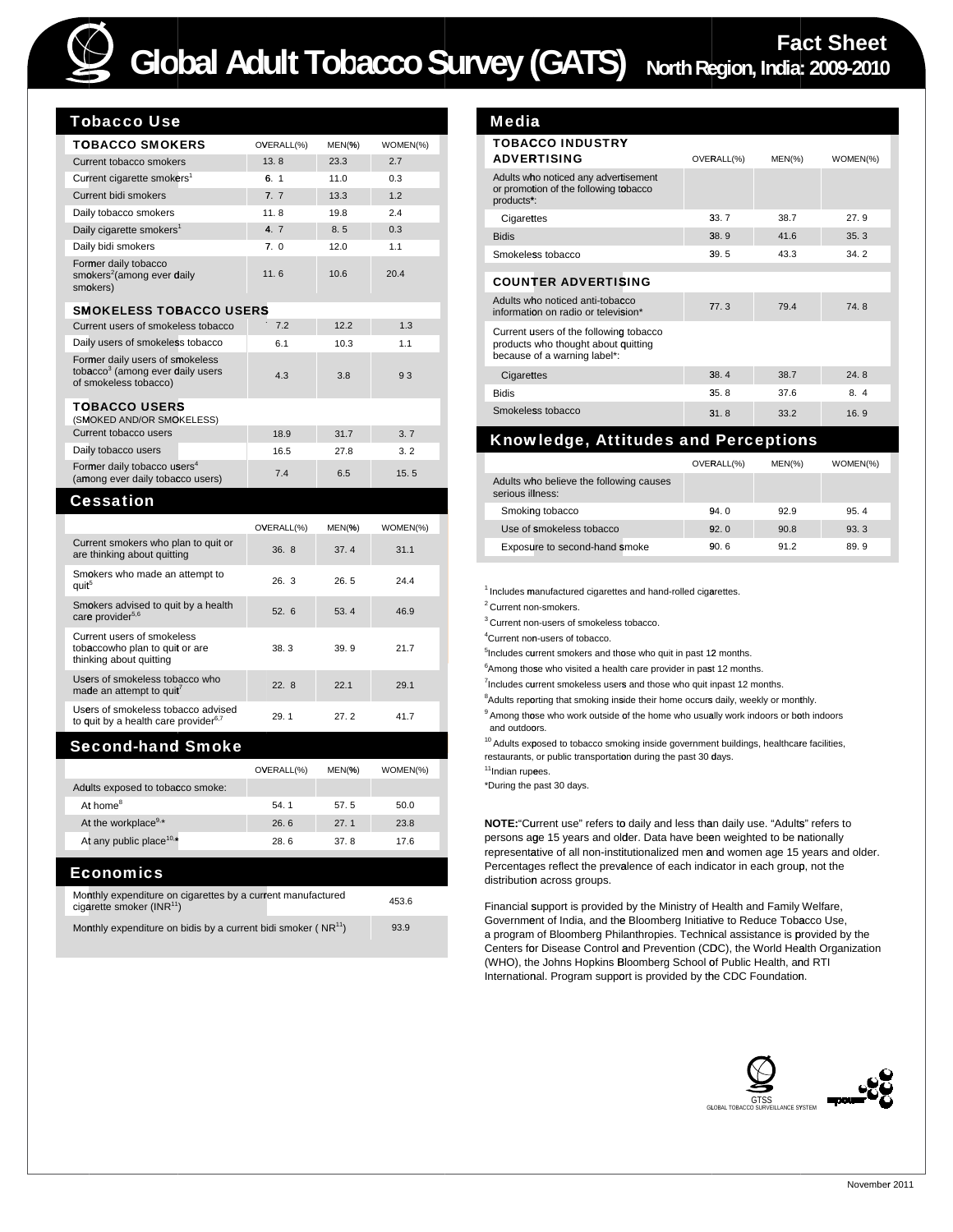# Global Adult Tobacco Survey (GATS)

**Fact Sheet**
**North Region, India: 2009-2010**

## Tobacco Use

| TOBACCO SMOKERS | OVERALL(%) | MEN(%) | WOMEN(%) |
|---|---|---|---|
| Current tobacco smokers | 13. 8 | 23.3 | 2.7 |
| Current cigarette smokers[1] | 6. 1 | 11.0 | 0.3 |
| Current bidi smokers | 7. 7 | 13.3 | 1.2 |
| Daily tobacco smokers | 11. 8 | 19.8 | 2.4 |
| Daily cigarette smokers[1] | 4. 7 | 8. 5 | 0.3 |
| Daily bidi smokers | 7. 0 | 12.0 | 1.1 |
| Former daily tobacco smokers[2](among ever daily smokers) | 11. 6 | 10.6 | 20.4 |
| **SMOKELESS TOBACCO USERS** | | | |
| Current users of smokeless tobacco | 7.2 | 12.2 | 1.3 |
| Daily users of smokeless tobacco | 6.1 | 10.3 | 1.1 |
| Former daily users of smokeless tobacco[3] (among ever daily users of smokeless tobacco) | 4.3 | 3.8 | 9 3 |
| **TOBACCO USERS** (SMOKED AND/OR SMOKELESS) | | | |
| Current tobacco users | 18.9 | 31.7 | 3. 7 |
| Daily tobacco users | 16.5 | 27.8 | 3. 2 |
| Former daily tobacco users[4] (among ever daily tobacco users) | 7.4 | 6.5 | 15. 5 |

## Cessation

| | OVERALL(%) | MEN(%) | WOMEN(%) |
|---|---|---|---|
| Current smokers who plan to quit or are thinking about quitting | 36. 8 | 37. 4 | 31.1 |
| Smokers who made an attempt to quit[5] | 26. 3 | 26. 5 | 24.4 |
| Smokers advised to quit by a health care provider[5,6] | 52. 6 | 53. 4 | 46.9 |
| Current users of smokeless tobaccowho plan to quit or are thinking about quitting | 38. 3 | 39. 9 | 21.7 |
| Users of smokeless tobacco who made an attempt to quit[7] | 22. 8 | 22.1 | 29.1 |
| Users of smokeless tobacco advised to quit by a health care provider[6,7] | 29. 1 | 27. 2 | 41.7 |

## Second-hand Smoke

| | OVERALL(%) | MEN(%) | WOMEN(%) |
|---|---|---|---|
| Adults exposed to tobacco smoke: | | | |
| At home[8] | 54. 1 | 57. 5 | 50.0 |
| At the workplace[9,*] | 26. 6 | 27. 1 | 23.8 |
| At any public place[10,*] | 28. 6 | 37. 8 | 17.6 |

## Economics

| | |
|---|---|
| Monthly expenditure on cigarettes by a current manufactured cigarette smoker (INR[11]) | 453.6 |
| Monthly expenditure on bidis by a current bidi smoker ( NR[11]) | 93.9 |

## Media

| TOBACCO INDUSTRY ADVERTISING | OVERALL(%) | MEN(%) | WOMEN(%) |
|---|---|---|---|
| Adults who noticed any advertisement or promotion of the following tobacco products*: | | | |
| Cigarettes | 33. 7 | 38.7 | 27. 9 |
| Bidis | 38. 9 | 41.6 | 35. 3 |
| Smokeless tobacco | 39. 5 | 43.3 | 34. 2 |
| **COUNTER ADVERTISING** | | | |
| Adults who noticed anti-tobacco information on radio or television* | 77. 3 | 79.4 | 74. 8 |
| Current users of the following tobacco products who thought about quitting because of a warning label*: | | | |
| Cigarettes | 38. 4 | 38.7 | 24. 8 |
| Bidis | 35. 8 | 37.6 | 8. 4 |
| Smokeless tobacco | 31. 8 | 33.2 | 16. 9 |

## Knowledge, Attitudes and Perceptions

| | OVERALL(%) | MEN(%) | WOMEN(%) |
|---|---|---|---|
| Adults who believe the following causes serious illness: | | | |
| Smoking tobacco | 94. 0 | 92.9 | 95. 4 |
| Use of smokeless tobacco | 92. 0 | 90.8 | 93. 3 |
| Exposure to second-hand smoke | 90. 6 | 91.2 | 89. 9 |

[1] Includes manufactured cigarettes and hand-rolled cigarettes.
[2] Current non-smokers.
[3] Current non-users of smokeless tobacco.
[4] Current non-users of tobacco.
[5] Includes current smokers and those who quit in past 12 months.
[6] Among those who visited a health care provider in past 12 months.
[7] Includes current smokeless users and those who quit inpast 12 months.
[8] Adults reporting that smoking inside their home occurs daily, weekly or monthly.
[9] Among those who work outside of the home who usually work indoors or both indoors and outdoors.
[10] Adults exposed to tobacco smoking inside government buildings, healthcare facilities, restaurants, or public transportation during the past 30 days.
[11] Indian rupees.
*During the past 30 days.

**NOTE:** "Current use" refers to daily and less than daily use. "Adults" refers to persons age 15 years and older. Data have been weighted to be nationally representative of all non-institutionalized men and women age 15 years and older. Percentages reflect the prevalence of each indicator in each group, not the distribution across groups.

Financial support is provided by the Ministry of Health and Family Welfare, Government of India, and the Bloomberg Initiative to Reduce Tobacco Use, a program of Bloomberg Philanthropies. Technical assistance is provided by the Centers for Disease Control and Prevention (CDC), the World Health Organization (WHO), the Johns Hopkins Bloomberg School of Public Health, and RTI International. Program support is provided by the CDC Foundation.

GTSS
GLOBAL TOBACCO SURVEILLANCE SYSTEM

November 2011